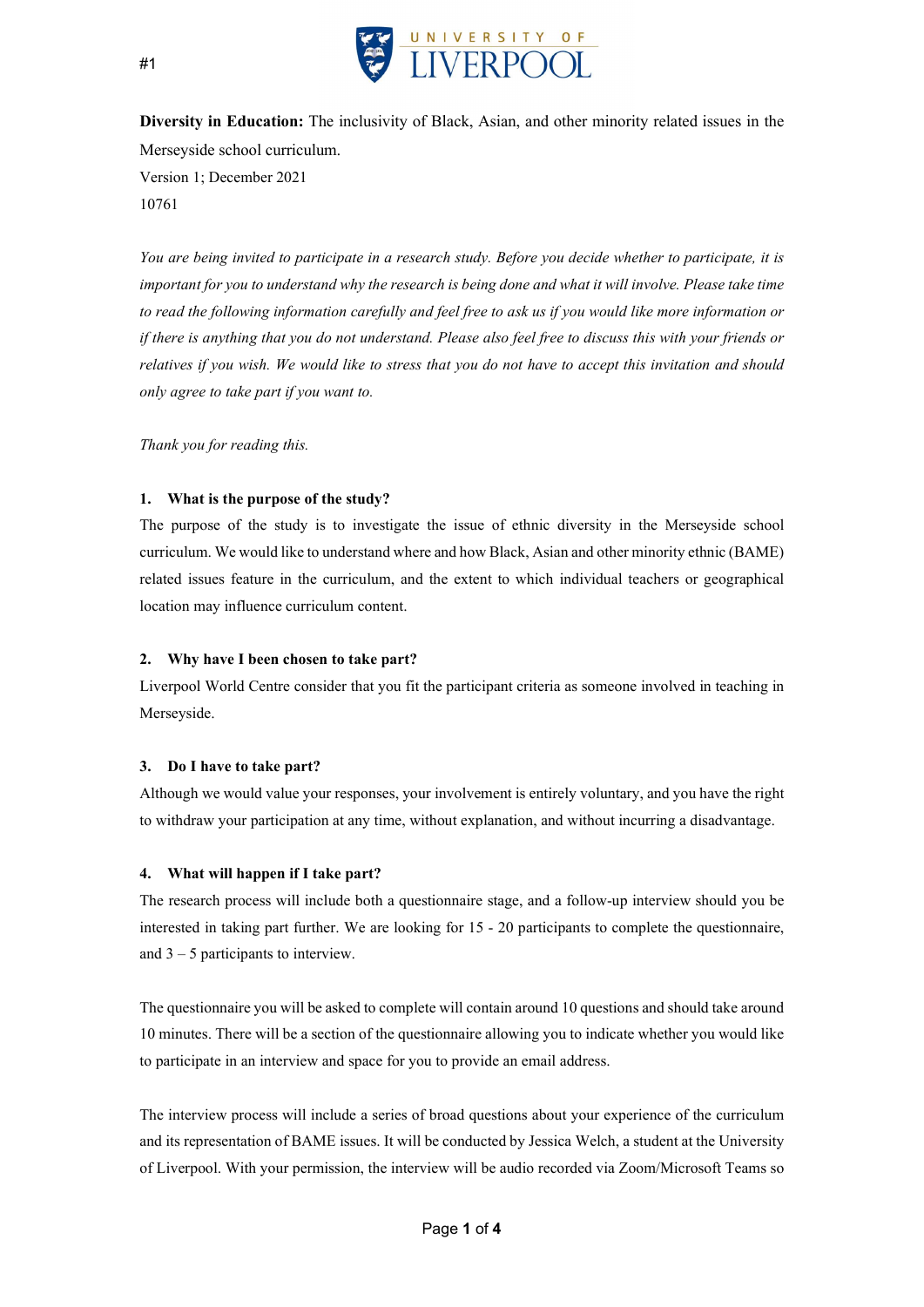#1

UNIVERSITY OF LIVERPOOL

**Diversity in Education:** The inclusivity of Black, Asian, and other minority related issues in the Merseyside school curriculum.

Version 1; December 2021

10761

*You are being invited to participate in a research study. Before you decide whether to participate, it is important for you to understand why the research is being done and what it will involve. Please take time to read the following information carefully and feel free to ask us if you would like more information or if there is anything that you do not understand. Please also feel free to discuss this with your friends or relatives if you wish. We would like to stress that you do not have to accept this invitation and should only agree to take part if you want to.*

*Thank you for reading this.*

**1. What is the purpose of the study?**

The purpose of the study is to investigate the issue of ethnic diversity in the Merseyside school curriculum. We would like to understand where and how Black, Asian and other minority ethnic (BAME) related issues feature in the curriculum, and the extent to which individual teachers or geographical location may influence curriculum content.

**2. Why have I been chosen to take part?**

Liverpool World Centre consider that you fit the participant criteria as someone involved in teaching in Merseyside.

**3. Do I have to take part?**

Although we would value your responses, your involvement is entirely voluntary, and you have the right to withdraw your participation at any time, without explanation, and without incurring a disadvantage.

**4. What will happen if I take part?**

The research process will include both a questionnaire stage, and a follow-up interview should you be interested in taking part further. We are looking for 15 - 20 participants to complete the questionnaire, and 3 – 5 participants to interview.

The questionnaire you will be asked to complete will contain around 10 questions and should take around 10 minutes. There will be a section of the questionnaire allowing you to indicate whether you would like to participate in an interview and space for you to provide an email address.

The interview process will include a series of broad questions about your experience of the curriculum and its representation of BAME issues. It will be conducted by Jessica Welch, a student at the University of Liverpool. With your permission, the interview will be audio recorded via Zoom/Microsoft Teams so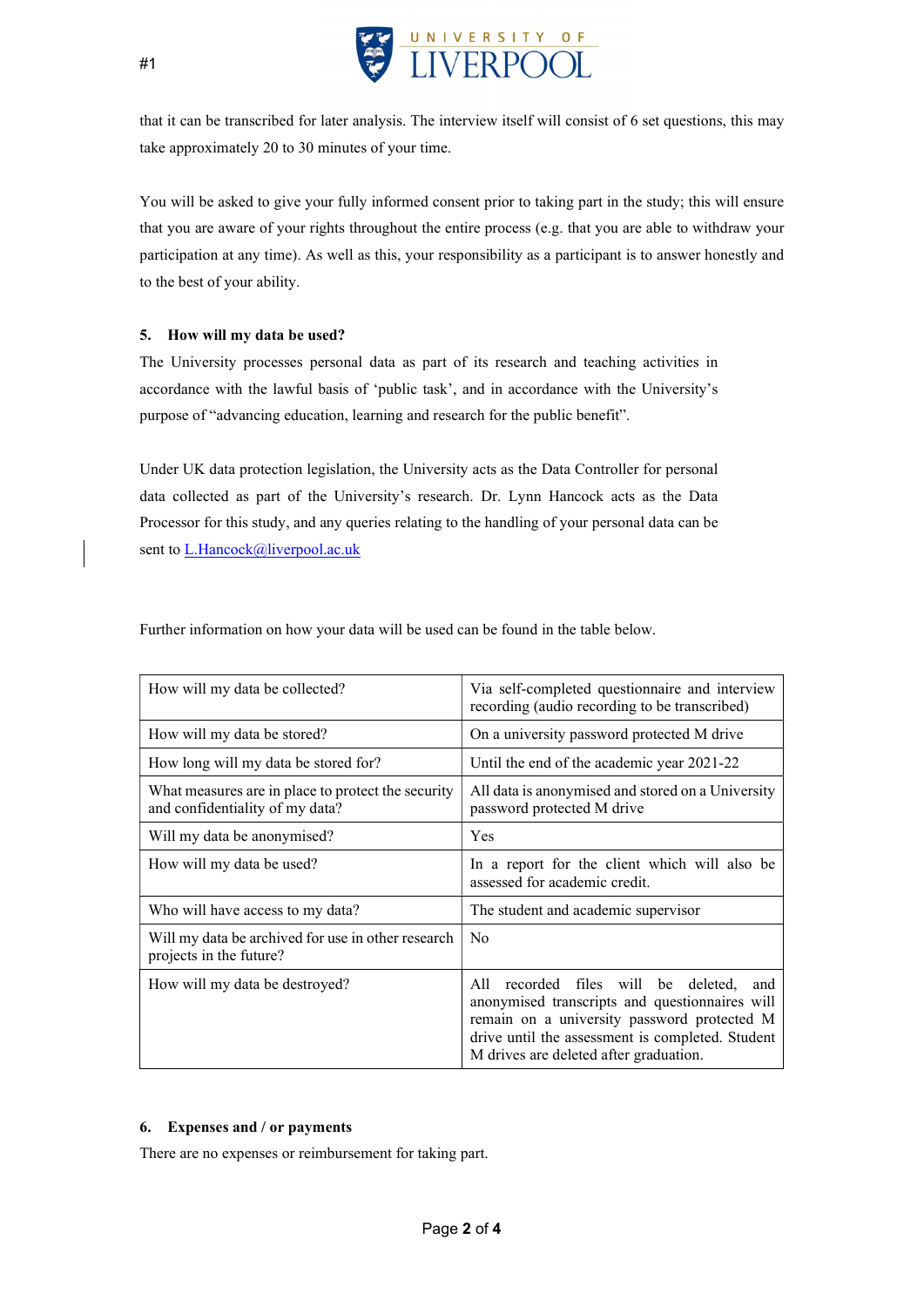that it can be transcribed for later analysis. The interview itself will consist of 6 set questions, this may take approximately 20 to 30 minutes of your time.

You will be asked to give your fully informed consent prior to taking part in the study; this will ensure that you are aware of your rights throughout the entire process (e.g. that you are able to withdraw your participation at any time). As well as this, your responsibility as a participant is to answer honestly and to the best of your ability.

**5. How will my data be used?**

The University processes personal data as part of its research and teaching activities in accordance with the lawful basis of 'public task', and in accordance with the University's purpose of "advancing education, learning and research for the public benefit".

Under UK data protection legislation, the University acts as the Data Controller for personal data collected as part of the University's research. Dr. Lynn Hancock acts as the Data Processor for this study, and any queries relating to the handling of your personal data can be sent to L.Hancock@liverpool.ac.uk

Further information on how your data will be used can be found in the table below.

| | |
|---|---|
| How will my data be collected? | Via self-completed questionnaire and interview recording (audio recording to be transcribed) |
| How will my data be stored? | On a university password protected M drive |
| How long will my data be stored for? | Until the end of the academic year 2021-22 |
| What measures are in place to protect the security and confidentiality of my data? | All data is anonymised and stored on a University password protected M drive |
| Will my data be anonymised? | Yes |
| How will my data be used? | In a report for the client which will also be assessed for academic credit. |
| Who will have access to my data? | The student and academic supervisor |
| Will my data be archived for use in other research projects in the future? | No |
| How will my data be destroyed? | All recorded files will be deleted, and anonymised transcripts and questionnaires will remain on a university password protected M drive until the assessment is completed. Student M drives are deleted after graduation. |

**6. Expenses and / or payments**

There are no expenses or reimbursement for taking part.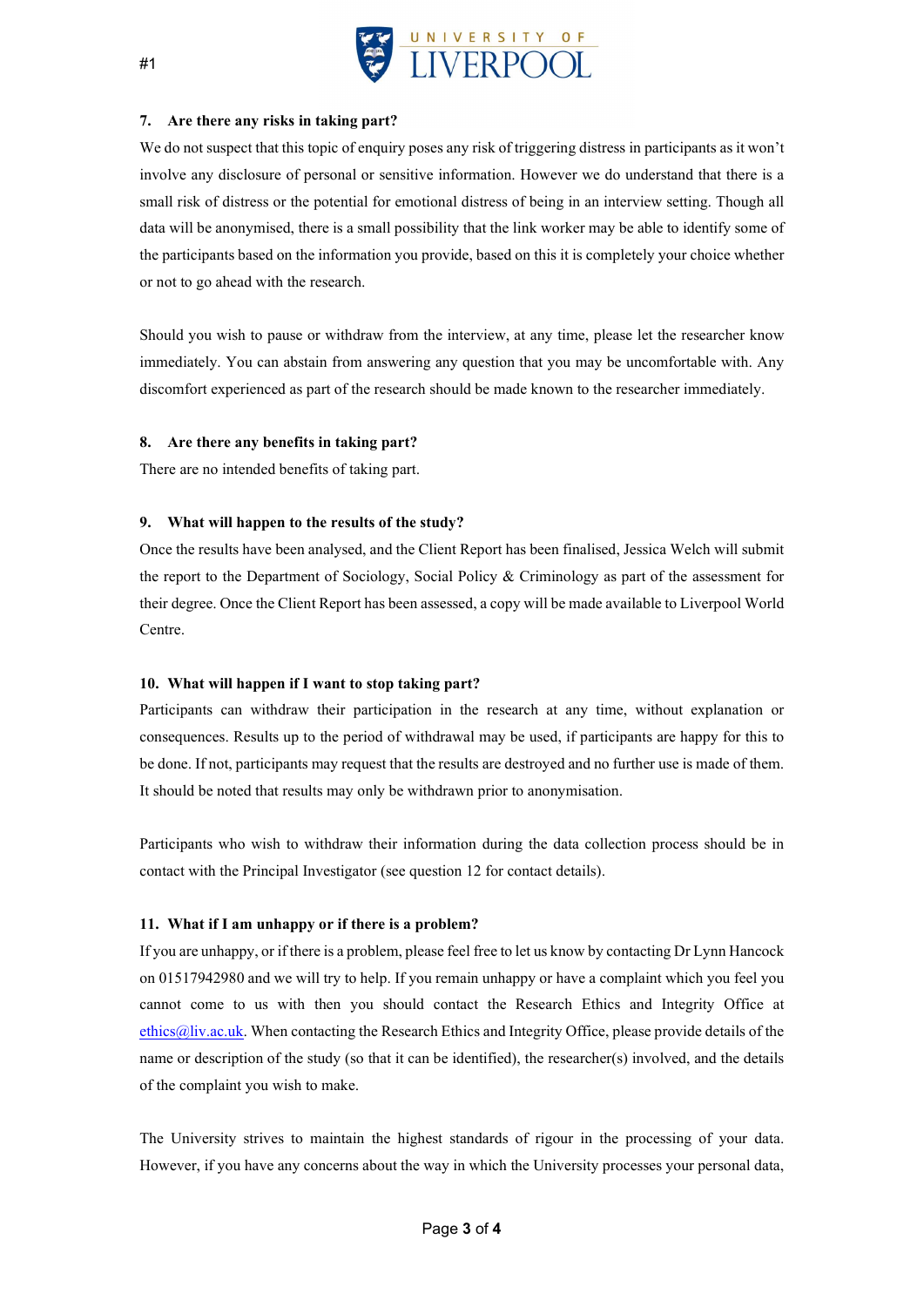### 7. Are there any risks in taking part?

We do not suspect that this topic of enquiry poses any risk of triggering distress in participants as it won't involve any disclosure of personal or sensitive information. However we do understand that there is a small risk of distress or the potential for emotional distress of being in an interview setting. Though all data will be anonymised, there is a small possibility that the link worker may be able to identify some of the participants based on the information you provide, based on this it is completely your choice whether or not to go ahead with the research.

Should you wish to pause or withdraw from the interview, at any time, please let the researcher know immediately. You can abstain from answering any question that you may be uncomfortable with. Any discomfort experienced as part of the research should be made known to the researcher immediately.

### 8. Are there any benefits in taking part?

There are no intended benefits of taking part.

### 9. What will happen to the results of the study?

Once the results have been analysed, and the Client Report has been finalised, Jessica Welch will submit the report to the Department of Sociology, Social Policy & Criminology as part of the assessment for their degree. Once the Client Report has been assessed, a copy will be made available to Liverpool World Centre.

### 10. What will happen if I want to stop taking part?

Participants can withdraw their participation in the research at any time, without explanation or consequences. Results up to the period of withdrawal may be used, if participants are happy for this to be done. If not, participants may request that the results are destroyed and no further use is made of them. It should be noted that results may only be withdrawn prior to anonymisation.

Participants who wish to withdraw their information during the data collection process should be in contact with the Principal Investigator (see question 12 for contact details).

### 11. What if I am unhappy or if there is a problem?

If you are unhappy, or if there is a problem, please feel free to let us know by contacting Dr Lynn Hancock on 01517942980 and we will try to help. If you remain unhappy or have a complaint which you feel you cannot come to us with then you should contact the Research Ethics and Integrity Office at ethics@liv.ac.uk. When contacting the Research Ethics and Integrity Office, please provide details of the name or description of the study (so that it can be identified), the researcher(s) involved, and the details of the complaint you wish to make.

The University strives to maintain the highest standards of rigour in the processing of your data. However, if you have any concerns about the way in which the University processes your personal data,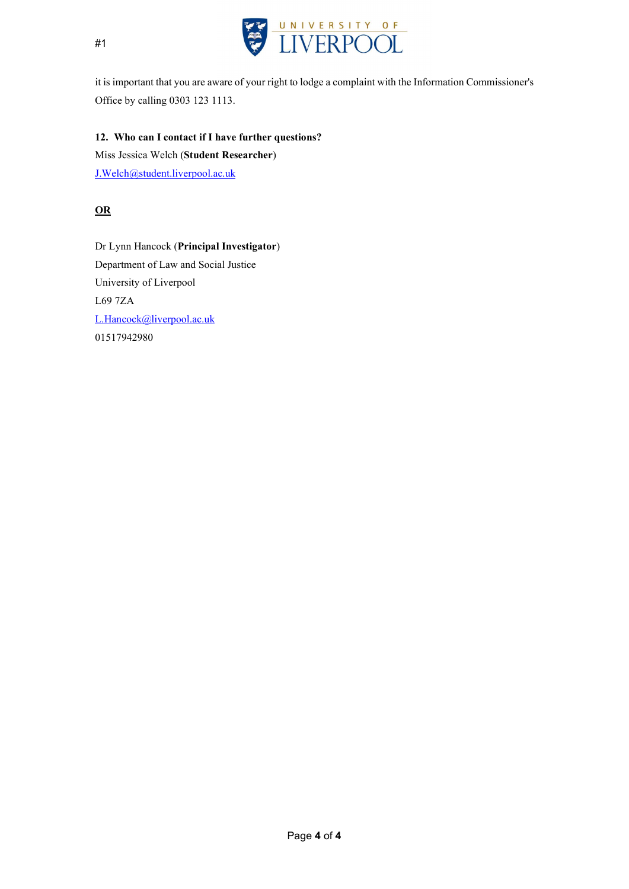it is important that you are aware of your right to lodge a complaint with the Information Commissioner's Office by calling 0303 123 1113.

**12. Who can I contact if I have further questions?**

Miss Jessica Welch (**Student Researcher**)
J.Welch@student.liverpool.ac.uk

**OR**

Dr Lynn Hancock (**Principal Investigator**)
Department of Law and Social Justice
University of Liverpool
L69 7ZA
L.Hancock@liverpool.ac.uk
01517942980